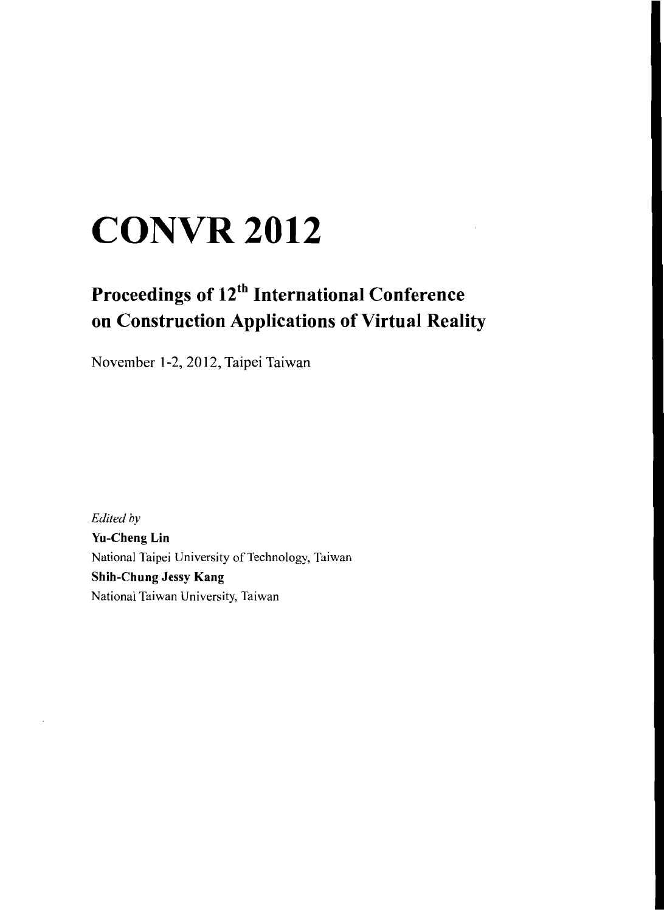# CONVR 2012

## Proceedings of 12th International Conference on Construction Applications of Virtual Reality

November 1-2, 2012, Taipei Taiwan

*Edited by*

**Yu-Cheng Lin**

National Taipei University of Technology, Taiwan

**Shih-Chung Jessy Kang**

National Taiwan University, Taiwan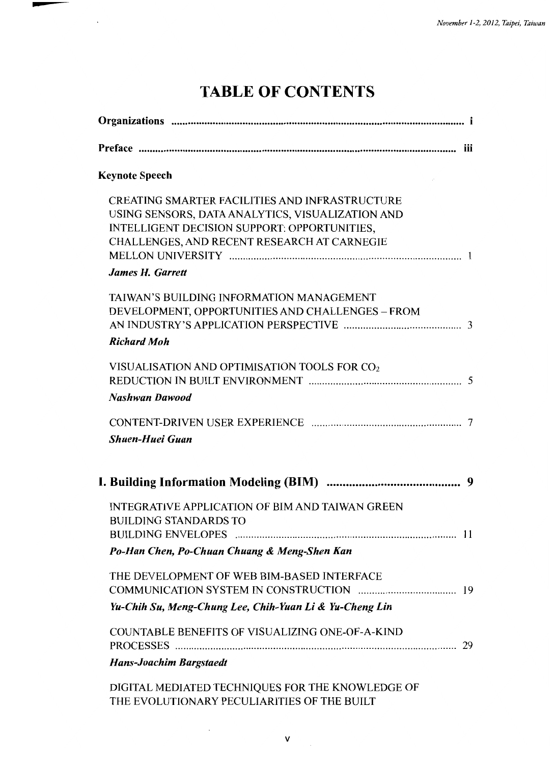# TABLE OF CONTENTS

**Organizations** ........................................................................................................ i

**Preface** ................................................................................................................ iii

**Keynote Speech**

CREATING SMARTER FACILITIES AND INFRASTRUCTURE USING SENSORS, DATA ANALYTICS, VISUALIZATION AND INTELLIGENT DECISION SUPPORT: OPPORTUNITIES, CHALLENGES, AND RECENT RESEARCH AT CARNEGIE MELLON UNIVERSITY .................................................................................. 1
***James H. Garrett***

TAIWAN'S BUILDING INFORMATION MANAGEMENT DEVELOPMENT, OPPORTUNITIES AND CHALLENGES – FROM AN INDUSTRY'S APPLICATION PERSPECTIVE ........................................... 3
***Richard Moh***

VISUALISATION AND OPTIMISATION TOOLS FOR $CO_2$ REDUCTION IN BUILT ENVIRONMENT ........................................................ 5
***Nashwan Dawood***

CONTENT-DRIVEN USER EXPERIENCE ...................................................... 7
***Shuen-Huei Guan***

## I. Building Information Modeling (BIM) ............................................ 9

INTEGRATIVE APPLICATION OF BIM AND TAIWAN GREEN BUILDING STANDARDS TO BUILDING ENVELOPES .................................................................................. 11
***Po-Han Chen, Po-Chuan Chuang & Meng-Shen Kan***

THE DEVELOPMENT OF WEB BIM-BASED INTERFACE COMMUNICATION SYSTEM IN CONSTRUCTION .................................... 19
***Yu-Chih Su, Meng-Chung Lee, Chih-Yuan Li & Yu-Cheng Lin***

COUNTABLE BENEFITS OF VISUALIZING ONE-OF-A-KIND PROCESSES ...................................................................................................... 29
***Hans-Joachim Bargstaedt***

DIGITAL MEDIATED TECHNIQUES FOR THE KNOWLEDGE OF THE EVOLUTIONARY PECULIARITIES OF THE BUILT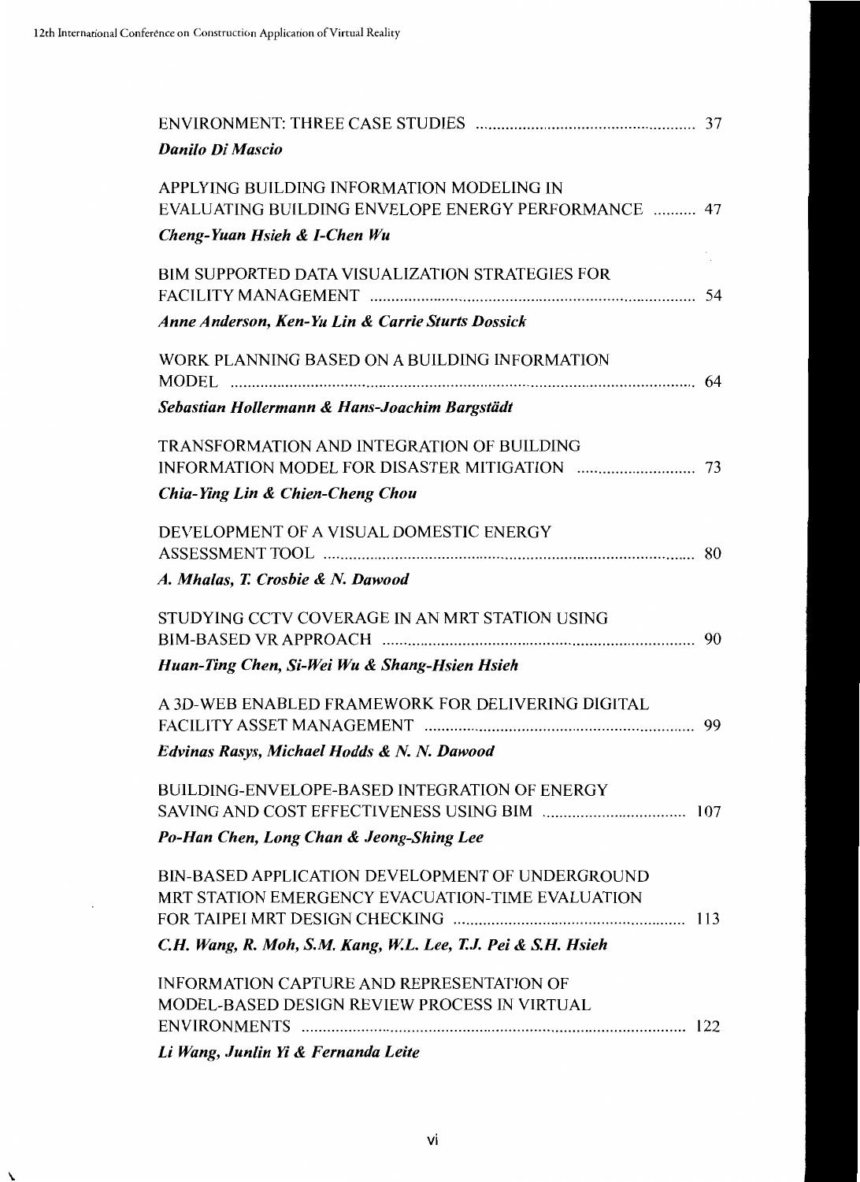ENVIRONMENT: THREE CASE STUDIES ........................................................ 37
***Danilo Di Mascio***

APPLYING BUILDING INFORMATION MODELING IN EVALUATING BUILDING ENVELOPE ENERGY PERFORMANCE .......... 47
***Cheng-Yuan Hsieh & I-Chen Wu***

BIM SUPPORTED DATA VISUALIZATION STRATEGIES FOR FACILITY MANAGEMENT ........................................................................ 54
***Anne Anderson, Ken-Yu Lin & Carrie Sturts Dossick***

WORK PLANNING BASED ON A BUILDING INFORMATION MODEL ........................................................................................................ 64
***Sebastian Hollermann & Hans-Joachim Bargstädt***

TRANSFORMATION AND INTEGRATION OF BUILDING INFORMATION MODEL FOR DISASTER MITIGATION ............................ 73
***Chia-Ying Lin & Chien-Cheng Chou***

DEVELOPMENT OF A VISUAL DOMESTIC ENERGY ASSESSMENT TOOL ........................................................................................ 80
***A. Mhalas, T. Crosbie & N. Dawood***

STUDYING CCTV COVERAGE IN AN MRT STATION USING BIM-BASED VR APPROACH ......................................................................... 90
***Huan-Ting Chen, Si-Wei Wu & Shang-Hsien Hsieh***

A 3D-WEB ENABLED FRAMEWORK FOR DELIVERING DIGITAL FACILITY ASSET MANAGEMENT ................................................................ 99
***Edvinas Rasys, Michael Hodds & N. N. Dawood***

BUILDING-ENVELOPE-BASED INTEGRATION OF ENERGY SAVING AND COST EFFECTIVENESS USING BIM .................................. 107
***Po-Han Chen, Long Chan & Jeong-Shing Lee***

BIN-BASED APPLICATION DEVELOPMENT OF UNDERGROUND MRT STATION EMERGENCY EVACUATION-TIME EVALUATION FOR TAIPEI MRT DESIGN CHECKING ....................................................... 113
***C.H. Wang, R. Moh, S.M. Kang, W.L. Lee, T.J. Pei & S.H. Hsieh***

INFORMATION CAPTURE AND REPRESENTATION OF MODEL-BASED DESIGN REVIEW PROCESS IN VIRTUAL ENVIRONMENTS ............................................................................................ 122
***Li Wang, Junlin Yi & Fernanda Leite***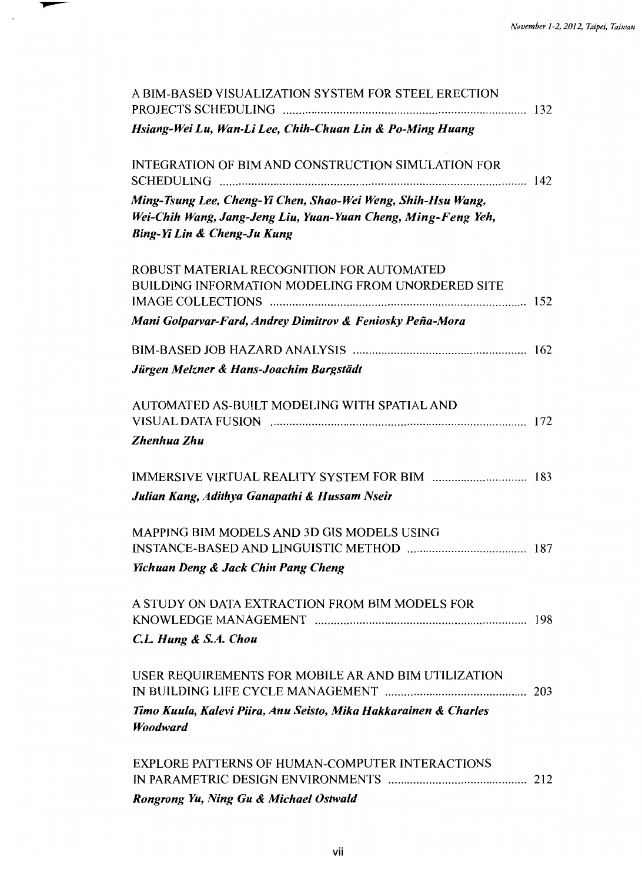A BIM-BASED VISUALIZATION SYSTEM FOR STEEL ERECTION PROJECTS SCHEDULING ............................................................................ 132

***Hsiang-Wei Lu, Wan-Li Lee, Chih-Chuan Lin & Po-Ming Huang***

INTEGRATION OF BIM AND CONSTRUCTION SIMULATION FOR SCHEDULING ............................................................................ 142

***Ming-Tsung Lee, Cheng-Yi Chen, Shao-Wei Weng, Shih-Hsu Wang, Wei-Chih Wang, Jang-Jeng Liu, Yuan-Yuan Cheng, Ming-Feng Yeh, Bing-Yi Lin & Cheng-Ju Kung***

ROBUST MATERIAL RECOGNITION FOR AUTOMATED BUILDING INFORMATION MODELING FROM UNORDERED SITE IMAGE COLLECTIONS ............................................................................ 152

***Mani Golparvar-Fard, Andrey Dimitrov & Feniosky Peña-Mora***

BIM-BASED JOB HAZARD ANALYSIS ............................................................................ 162

***Jürgen Melzner & Hans-Joachim Bargstädt***

AUTOMATED AS-BUILT MODELING WITH SPATIAL AND VISUAL DATA FUSION ............................................................................ 172

***Zhenhua Zhu***

IMMERSIVE VIRTUAL REALITY SYSTEM FOR BIM ............................................................................ 183

***Julian Kang, Adithya Ganapathi & Hussam Nseir***

MAPPING BIM MODELS AND 3D GIS MODELS USING INSTANCE-BASED AND LINGUISTIC METHOD ............................................................................ 187

***Yichuan Deng & Jack Chin Pang Cheng***

A STUDY ON DATA EXTRACTION FROM BIM MODELS FOR KNOWLEDGE MANAGEMENT ............................................................................ 198

***C.L. Hung & S.A. Chou***

USER REQUIREMENTS FOR MOBILE AR AND BIM UTILIZATION IN BUILDING LIFE CYCLE MANAGEMENT ............................................................................ 203

***Timo Kuula, Kalevi Piira, Anu Seisto, Mika Hakkarainen & Charles Woodward***

EXPLORE PATTERNS OF HUMAN-COMPUTER INTERACTIONS IN PARAMETRIC DESIGN ENVIRONMENTS ............................................................................ 212

***Rongrong Yu, Ning Gu & Michael Ostwald***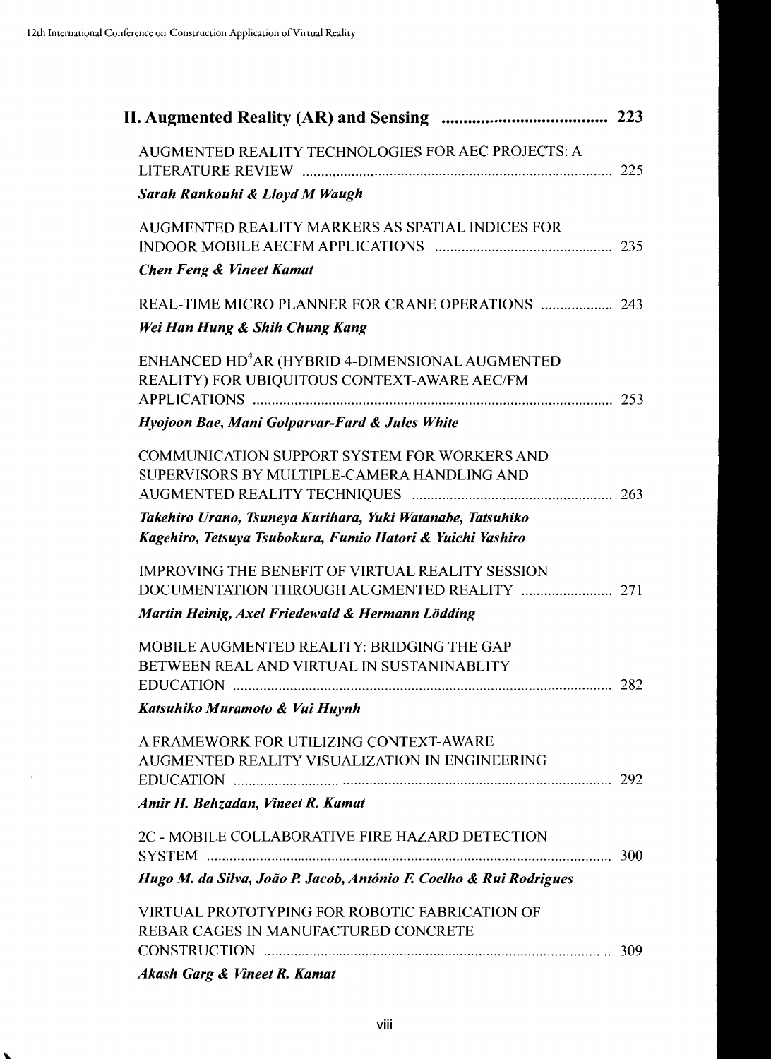## II. Augmented Reality (AR) and Sensing ..................................... 223

AUGMENTED REALITY TECHNOLOGIES FOR AEC PROJECTS: A LITERATURE REVIEW ........................................................................... 225
***Sarah Rankouhi & Lloyd M Waugh***

AUGMENTED REALITY MARKERS AS SPATIAL INDICES FOR INDOOR MOBILE AECFM APPLICATIONS ............................................. 235
***Chen Feng & Vineet Kamat***

REAL-TIME MICRO PLANNER FOR CRANE OPERATIONS .................. 243
***Wei Han Hung & Shih Chung Kang***

ENHANCED HD$^4$AR (HYBRID 4-DIMENSIONAL AUGMENTED REALITY) FOR UBIQUITOUS CONTEXT-AWARE AEC/FM APPLICATIONS ............................................................................................ 253
***Hyojoon Bae, Mani Golparvar-Fard & Jules White***

COMMUNICATION SUPPORT SYSTEM FOR WORKERS AND SUPERVISORS BY MULTIPLE-CAMERA HANDLING AND AUGMENTED REALITY TECHNIQUES ................................................... 263
***Takehiro Urano, Tsuneya Kurihara, Yuki Watanabe, Tatsuhiko Kagehiro, Tetsuya Tsubokura, Fumio Hatori & Yuichi Yashiro***

IMPROVING THE BENEFIT OF VIRTUAL REALITY SESSION DOCUMENTATION THROUGH AUGMENTED REALITY ....................... 271
***Martin Heinig, Axel Friedewald & Hermann Lödding***

MOBILE AUGMENTED REALITY: BRIDGING THE GAP BETWEEN REAL AND VIRTUAL IN SUSTANINABLITY EDUCATION ................................................................................................. 282
***Katsuhiko Muramoto & Vui Huynh***

A FRAMEWORK FOR UTILIZING CONTEXT-AWARE AUGMENTED REALITY VISUALIZATION IN ENGINEERING EDUCATION ................................................................................................. 292
***Amir H. Behzadan, Vineet R. Kamat***

2C - MOBILE COLLABORATIVE FIRE HAZARD DETECTION SYSTEM ......................................................................................................... 300
***Hugo M. da Silva, João P. Jacob, António F. Coelho & Rui Rodrigues***

VIRTUAL PROTOTYPING FOR ROBOTIC FABRICATION OF REBAR CAGES IN MANUFACTURED CONCRETE CONSTRUCTION ......................................................................................... 309
***Akash Garg & Vineet R. Kamat***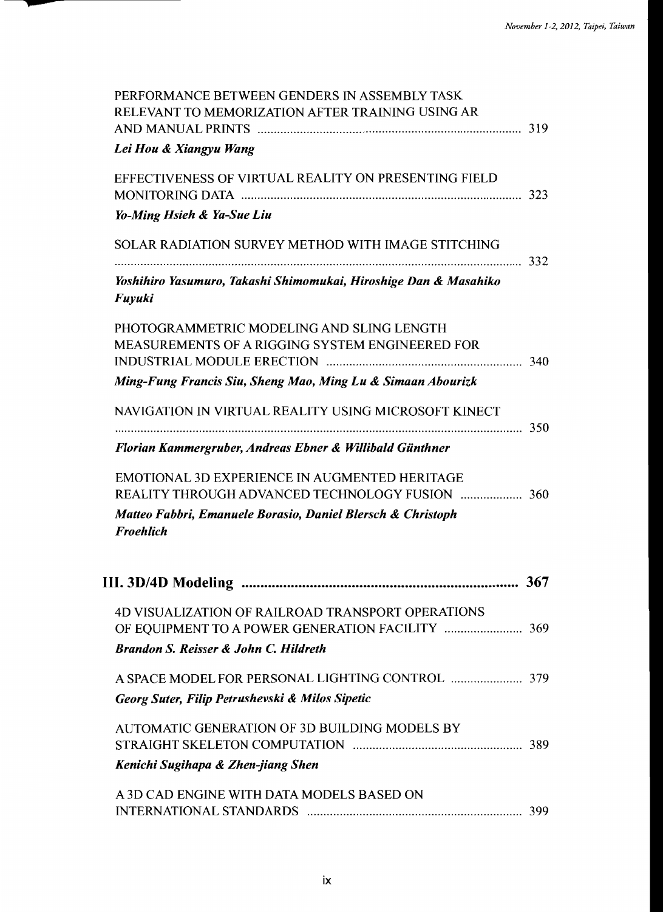PERFORMANCE BETWEEN GENDERS IN ASSEMBLY TASK RELEVANT TO MEMORIZATION AFTER TRAINING USING AR AND MANUAL PRINTS ..... 319

***Lei Hou & Xiangyu Wang***

EFFECTIVENESS OF VIRTUAL REALITY ON PRESENTING FIELD MONITORING DATA ..... 323

***Yo-Ming Hsieh & Ya-Sue Liu***

SOLAR RADIATION SURVEY METHOD WITH IMAGE STITCHING ..... 332

***Yoshihiro Yasumuro, Takashi Shimomukai, Hiroshige Dan & Masahiko Fuyuki***

PHOTOGRAMMETRIC MODELING AND SLING LENGTH MEASUREMENTS OF A RIGGING SYSTEM ENGINEERED FOR INDUSTRIAL MODULE ERECTION ..... 340

***Ming-Fung Francis Siu, Sheng Mao, Ming Lu & Simaan Abourizk***

NAVIGATION IN VIRTUAL REALITY USING MICROSOFT KINECT ..... 350

***Florian Kammergruber, Andreas Ebner & Willibald Günthner***

EMOTIONAL 3D EXPERIENCE IN AUGMENTED HERITAGE REALITY THROUGH ADVANCED TECHNOLOGY FUSION ..... 360

***Matteo Fabbri, Emanuele Borasio, Daniel Blersch & Christoph Froehlich***

## III. 3D/4D Modeling ..... 367

4D VISUALIZATION OF RAILROAD TRANSPORT OPERATIONS OF EQUIPMENT TO A POWER GENERATION FACILITY ..... 369

***Brandon S. Reisser & John C. Hildreth***

A SPACE MODEL FOR PERSONAL LIGHTING CONTROL ..... 379

***Georg Suter, Filip Petrushevski & Milos Sipetic***

AUTOMATIC GENERATION OF 3D BUILDING MODELS BY STRAIGHT SKELETON COMPUTATION ..... 389

***Kenichi Sugihapa & Zhen-jiang Shen***

A 3D CAD ENGINE WITH DATA MODELS BASED ON INTERNATIONAL STANDARDS ..... 399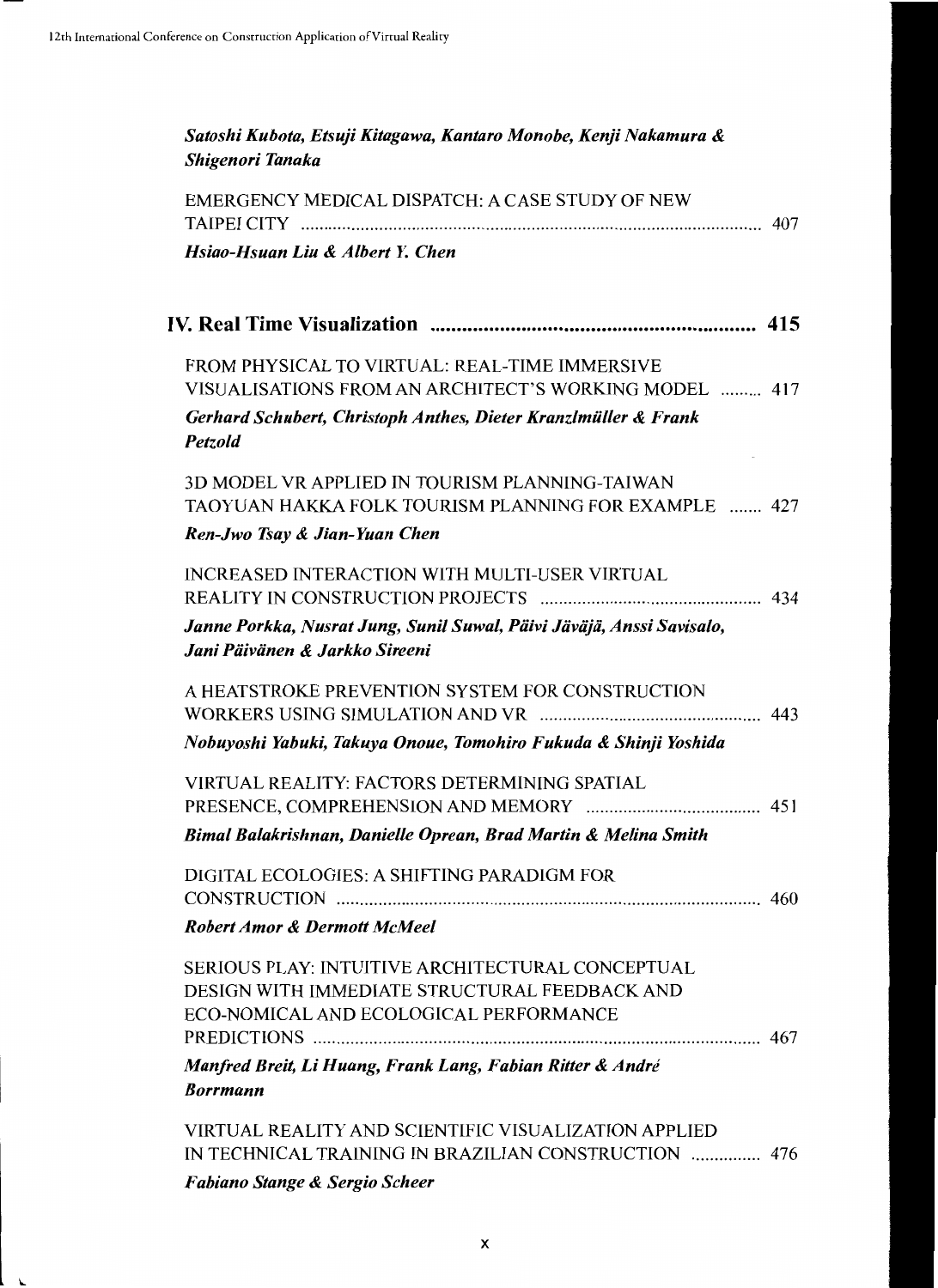*Satoshi Kubota, Etsuji Kitagawa, Kantaro Monobe, Kenji Nakamura & Shigenori Tanaka*

EMERGENCY MEDICAL DISPATCH: A CASE STUDY OF NEW TAIPEI CITY ........ 407

*Hsiao-Hsuan Liu & Albert Y. Chen*

## IV. Real Time Visualization ........ 415

FROM PHYSICAL TO VIRTUAL: REAL-TIME IMMERSIVE VISUALISATIONS FROM AN ARCHITECT'S WORKING MODEL ........ 417

*Gerhard Schubert, Christoph Anthes, Dieter Kranzlmüller & Frank Petzold*

3D MODEL VR APPLIED IN TOURISM PLANNING-TAIWAN TAOYUAN HAKKA FOLK TOURISM PLANNING FOR EXAMPLE ........ 427

*Ren-Jwo Tsay & Jian-Yuan Chen*

INCREASED INTERACTION WITH MULTI-USER VIRTUAL REALITY IN CONSTRUCTION PROJECTS ........ 434

*Janne Porkka, Nusrat Jung, Sunil Suwal, Päivi Jäväjä, Anssi Savisalo, Jani Päivänen & Jarkko Sireeni*

A HEATSTROKE PREVENTION SYSTEM FOR CONSTRUCTION WORKERS USING SIMULATION AND VR ........ 443

*Nobuyoshi Yabuki, Takuya Onoue, Tomohiro Fukuda & Shinji Yoshida*

VIRTUAL REALITY: FACTORS DETERMINING SPATIAL PRESENCE, COMPREHENSION AND MEMORY ........ 451

*Bimal Balakrishnan, Danielle Oprean, Brad Martin & Melina Smith*

DIGITAL ECOLOGIES: A SHIFTING PARADIGM FOR CONSTRUCTION ........ 460

*Robert Amor & Dermott McMeel*

SERIOUS PLAY: INTUITIVE ARCHITECTURAL CONCEPTUAL DESIGN WITH IMMEDIATE STRUCTURAL FEEDBACK AND ECO-NOMICAL AND ECOLOGICAL PERFORMANCE PREDICTIONS ........ 467

*Manfred Breit, Li Huang, Frank Lang, Fabian Ritter & André Borrmann*

VIRTUAL REALITY AND SCIENTIFIC VISUALIZATION APPLIED IN TECHNICAL TRAINING IN BRAZILIAN CONSTRUCTION ........ 476

*Fabiano Stange & Sergio Scheer*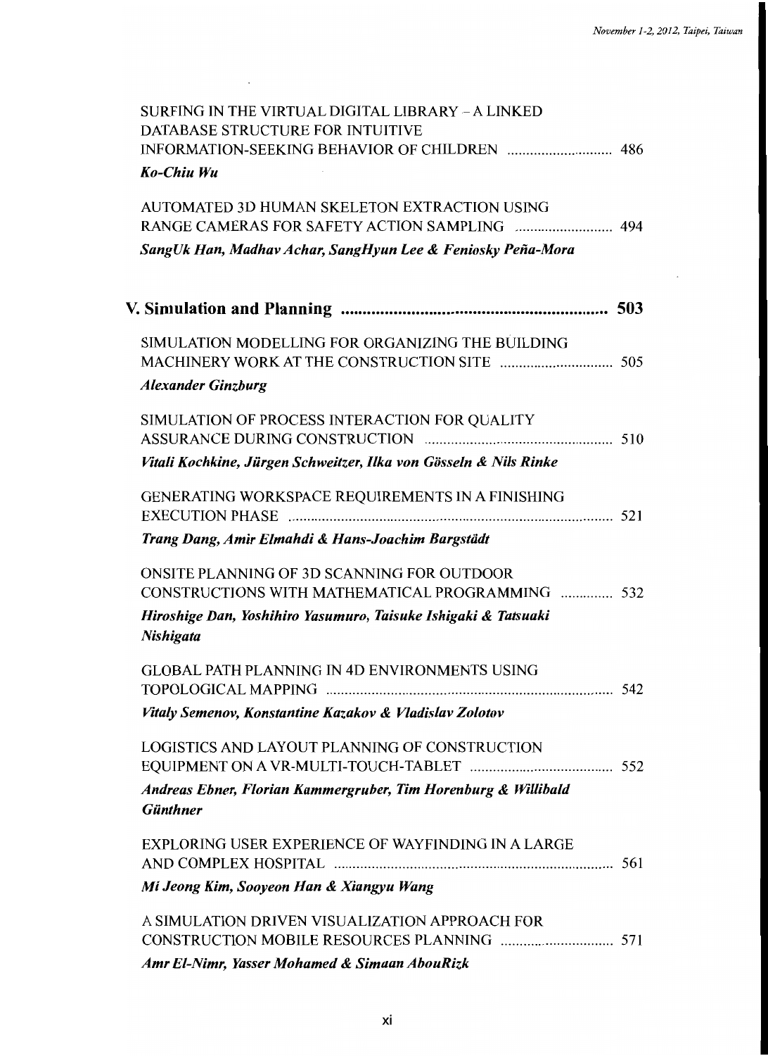SURFING IN THE VIRTUAL DIGITAL LIBRARY – A LINKED DATABASE STRUCTURE FOR INTUITIVE INFORMATION-SEEKING BEHAVIOR OF CHILDREN ............................ 486
***Ko-Chiu Wu***

AUTOMATED 3D HUMAN SKELETON EXTRACTION USING RANGE CAMERAS FOR SAFETY ACTION SAMPLING ......................... 494
***SangUk Han, Madhav Achar, SangHyun Lee & Feniosky Peña-Mora***

## V. Simulation and Planning ............................................................ 503

SIMULATION MODELLING FOR ORGANIZING THE BUILDING MACHINERY WORK AT THE CONSTRUCTION SITE ............................ 505
***Alexander Ginzburg***

SIMULATION OF PROCESS INTERACTION FOR QUALITY ASSURANCE DURING CONSTRUCTION ................................................ 510
***Vitali Kochkine, Jürgen Schweitzer, Ilka von Gösseln & Nils Rinke***

GENERATING WORKSPACE REQUIREMENTS IN A FINISHING EXECUTION PHASE ............................................................................................ 521
***Trang Dang, Amir Elmahdi & Hans-Joachim Bargstädt***

ONSITE PLANNING OF 3D SCANNING FOR OUTDOOR CONSTRUCTIONS WITH MATHEMATICAL PROGRAMMING ............. 532
***Hiroshige Dan, Yoshihiro Yasumuro, Taisuke Ishigaki & Tatsuaki Nishigata***

GLOBAL PATH PLANNING IN 4D ENVIRONMENTS USING TOPOLOGICAL MAPPING ........................................................................... 542
***Vitaly Semenov, Konstantine Kazakov & Vladislav Zolotov***

LOGISTICS AND LAYOUT PLANNING OF CONSTRUCTION EQUIPMENT ON A VR-MULTI-TOUCH-TABLET .................................... 552
***Andreas Ebner, Florian Kammergruber, Tim Horenburg & Willibald Günthner***

EXPLORING USER EXPERIENCE OF WAYFINDING IN A LARGE AND COMPLEX HOSPITAL ......................................................................... 561
***Mi Jeong Kim, Sooyeon Han & Xiangyu Wang***

A SIMULATION DRIVEN VISUALIZATION APPROACH FOR CONSTRUCTION MOBILE RESOURCES PLANNING ............................. 571
***Amr El-Nimr, Yasser Mohamed & Simaan AbouRizk***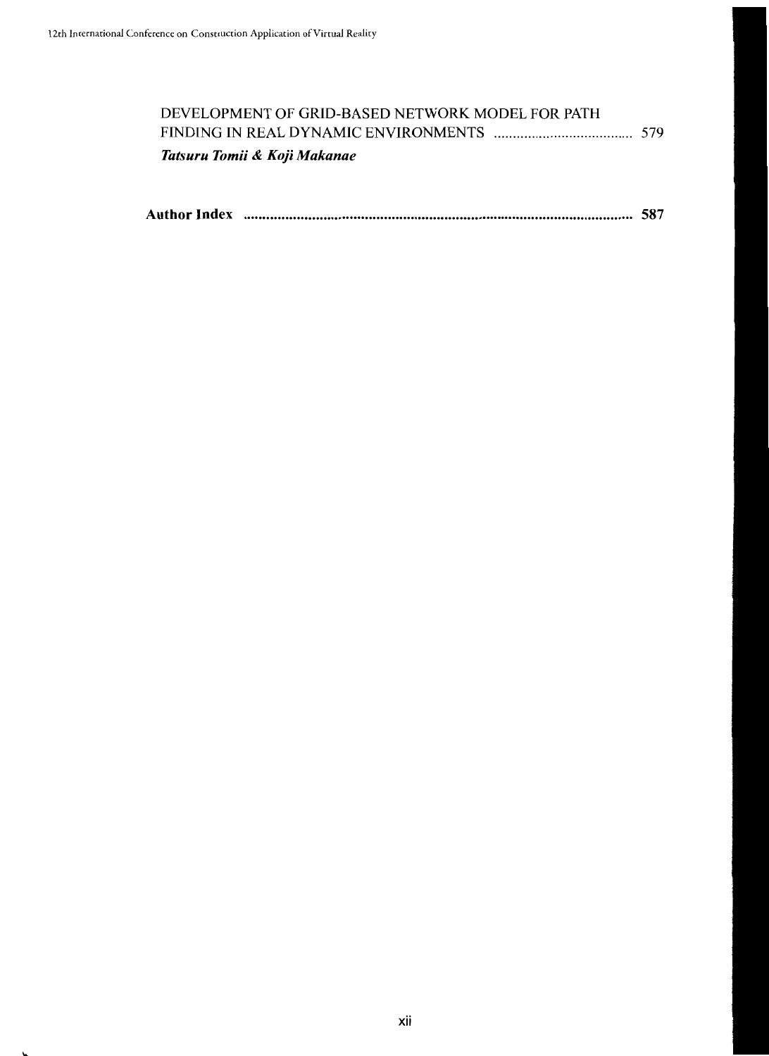DEVELOPMENT OF GRID-BASED NETWORK MODEL FOR PATH FINDING IN REAL DYNAMIC ENVIRONMENTS .................................... 579

***Tatsuru Tomii & Koji Makanae***

**Author Index ......................................................................................................... 587**